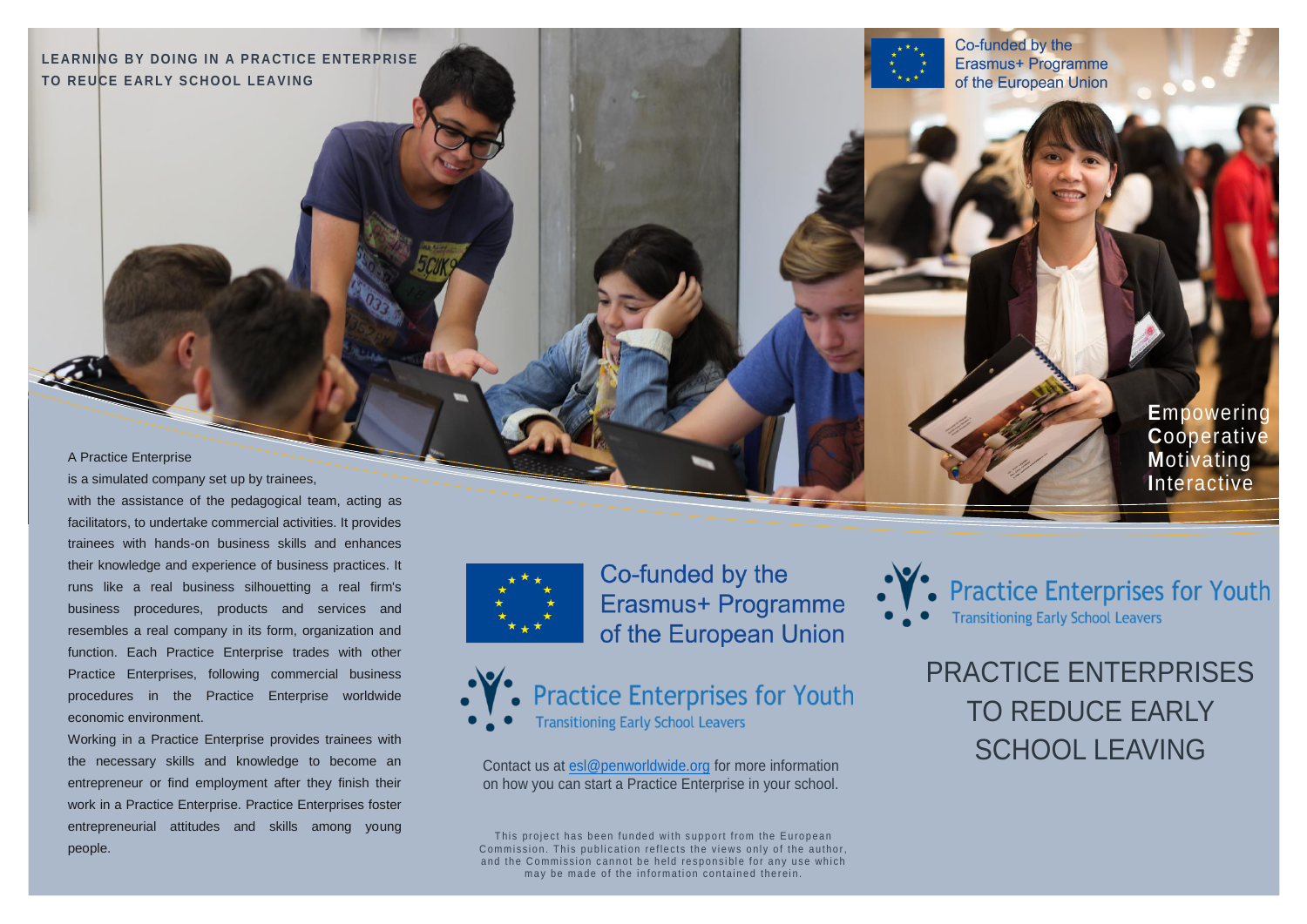LEARNING BY DOING IN A PRACTICE ENTERPRISE TO REUCE EARLY SCHOOL LEAVING

Co-funded by the Erasmus+ Programme of the European Union

**E**mpowering
**C**ooperative
**M**otivating
**I**nteractive

A Practice Enterprise is a simulated company set up by trainees, with the assistance of the pedagogical team, acting as facilitators, to undertake commercial activities. It provides trainees with hands-on business skills and enhances their knowledge and experience of business practices. It runs like a real business silhouetting a real firm's business procedures, products and services and resembles a real company in its form, organization and function. Each Practice Enterprise trades with other Practice Enterprises, following commercial business procedures in the Practice Enterprise worldwide economic environment.

Working in a Practice Enterprise provides trainees with the necessary skills and knowledge to become an entrepreneur or find employment after they finish their work in a Practice Enterprise. Practice Enterprises foster entrepreneurial attitudes and skills among young people.

Co-funded by the Erasmus+ Programme of the European Union

Practice Enterprises for Youth
Transitioning Early School Leavers

Contact us at esl@penworldwide.org for more information on how you can start a Practice Enterprise in your school.

This project has been funded with support from the European Commission. This publication reflects the views only of the author, and the Commission cannot be held responsible for any use which may be made of the information contained therein.

Practice Enterprises for Youth
Transitioning Early School Leavers

# PRACTICE ENTERPRISES TO REDUCE EARLY SCHOOL LEAVING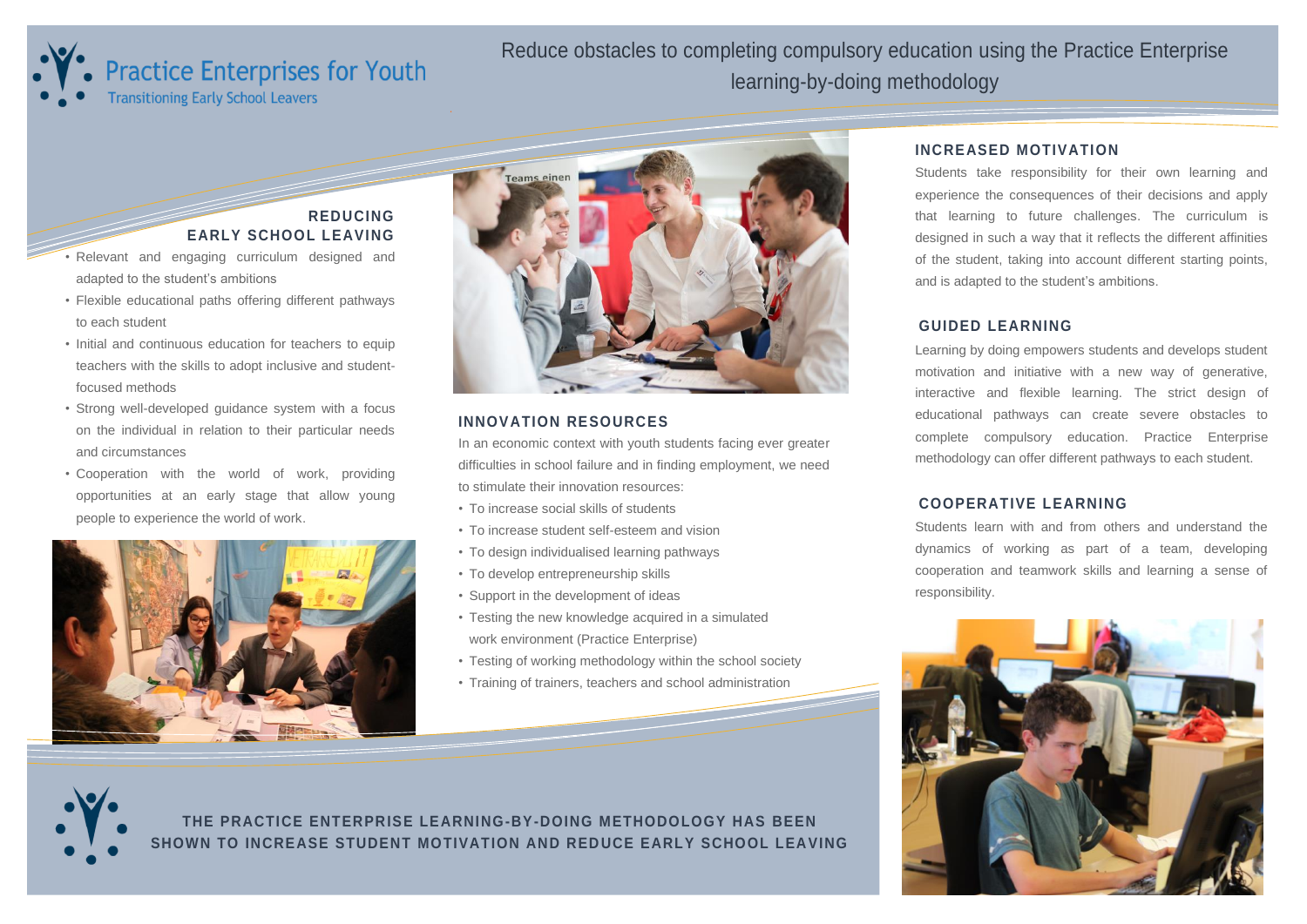Practice Enterprises for Youth
Transitioning Early School Leavers

# Reduce obstacles to completing compulsory education using the Practice Enterprise learning-by-doing methodology

## REDUCING EARLY SCHOOL LEAVING

- Relevant and engaging curriculum designed and adapted to the student's ambitions
- Flexible educational paths offering different pathways to each student
- Initial and continuous education for teachers to equip teachers with the skills to adopt inclusive and student-focused methods
- Strong well-developed guidance system with a focus on the individual in relation to their particular needs and circumstances
- Cooperation with the world of work, providing opportunities at an early stage that allow young people to experience the world of work.

## INNOVATION RESOURCES

In an economic context with youth students facing ever greater difficulties in school failure and in finding employment, we need to stimulate their innovation resources:

- To increase social skills of students
- To increase student self-esteem and vision
- To design individualised learning pathways
- To develop entrepreneurship skills
- Support in the development of ideas
- Testing the new knowledge acquired in a simulated work environment (Practice Enterprise)
- Testing of working methodology within the school society
- Training of trainers, teachers and school administration

## INCREASED MOTIVATION

Students take responsibility for their own learning and experience the consequences of their decisions and apply that learning to future challenges. The curriculum is designed in such a way that it reflects the different affinities of the student, taking into account different starting points, and is adapted to the student's ambitions.

## GUIDED LEARNING

Learning by doing empowers students and develops student motivation and initiative with a new way of generative, interactive and flexible learning. The strict design of educational pathways can create severe obstacles to complete compulsory education. Practice Enterprise methodology can offer different pathways to each student.

## COOPERATIVE LEARNING

Students learn with and from others and understand the dynamics of working as part of a team, developing cooperation and teamwork skills and learning a sense of responsibility.

**THE PRACTICE ENTERPRISE LEARNING-BY-DOING METHODOLOGY HAS BEEN SHOWN TO INCREASE STUDENT MOTIVATION AND REDUCE EARLY SCHOOL LEAVING**